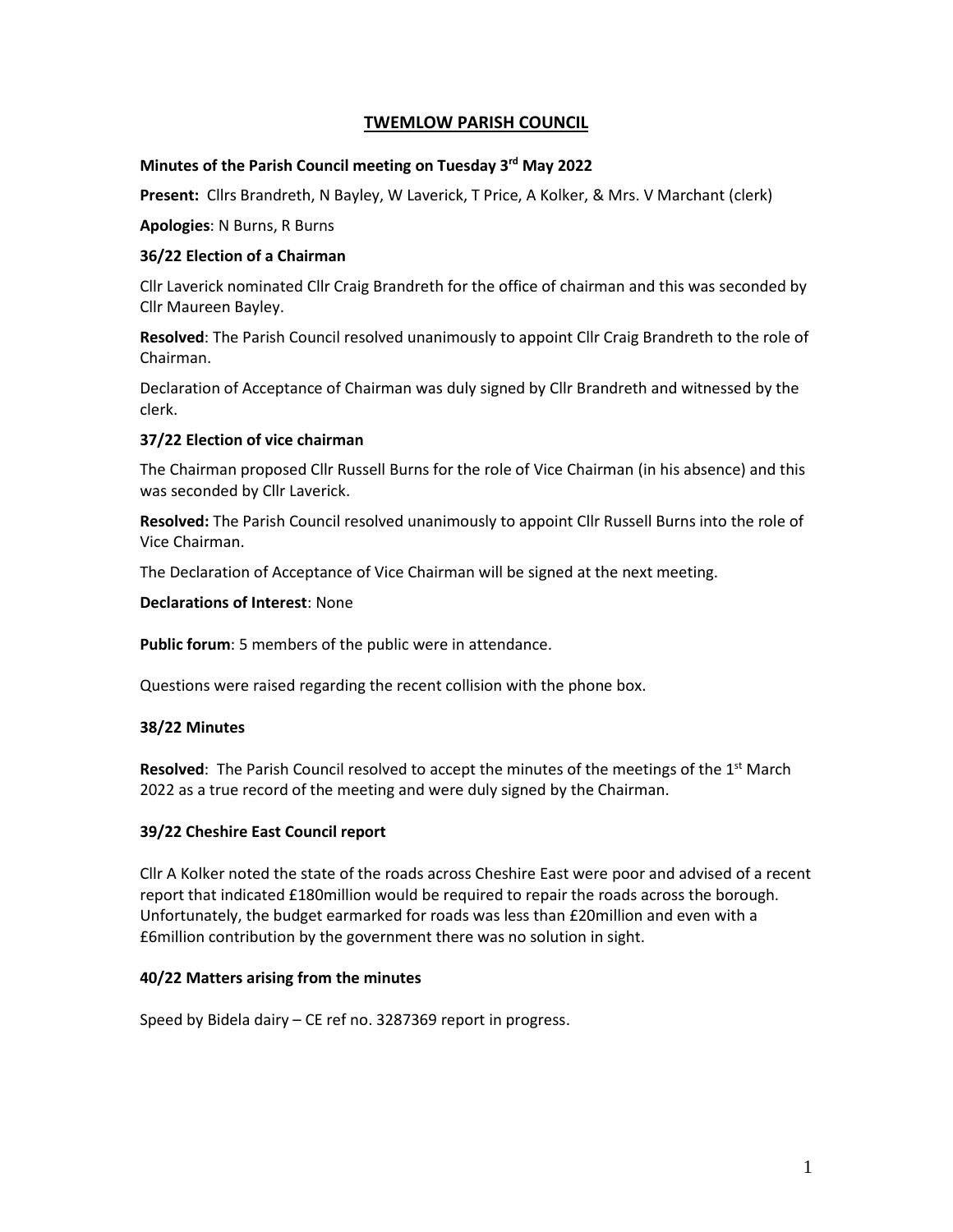# TWEMLOW PARISH COUNCIL

**Minutes of the Parish Council meeting on Tuesday 3rd May 2022**

**Present:** Cllrs Brandreth, N Bayley, W Laverick, T Price, A Kolker, & Mrs. V Marchant (clerk)

**Apologies**: N Burns, R Burns

**36/22 Election of a Chairman**

Cllr Laverick nominated Cllr Craig Brandreth for the office of chairman and this was seconded by Cllr Maureen Bayley.

**Resolved**: The Parish Council resolved unanimously to appoint Cllr Craig Brandreth to the role of Chairman.

Declaration of Acceptance of Chairman was duly signed by Cllr Brandreth and witnessed by the clerk.

**37/22 Election of vice chairman**

The Chairman proposed Cllr Russell Burns for the role of Vice Chairman (in his absence) and this was seconded by Cllr Laverick.

**Resolved:** The Parish Council resolved unanimously to appoint Cllr Russell Burns into the role of Vice Chairman.

The Declaration of Acceptance of Vice Chairman will be signed at the next meeting.

**Declarations of Interest**: None

**Public forum**: 5 members of the public were in attendance.

Questions were raised regarding the recent collision with the phone box.

**38/22 Minutes**

**Resolved**: The Parish Council resolved to accept the minutes of the meetings of the 1st March 2022 as a true record of the meeting and were duly signed by the Chairman.

**39/22 Cheshire East Council report**

Cllr A Kolker noted the state of the roads across Cheshire East were poor and advised of a recent report that indicated £180million would be required to repair the roads across the borough. Unfortunately, the budget earmarked for roads was less than £20million and even with a £6million contribution by the government there was no solution in sight.

**40/22 Matters arising from the minutes**

Speed by Bidela dairy – CE ref no. 3287369 report in progress.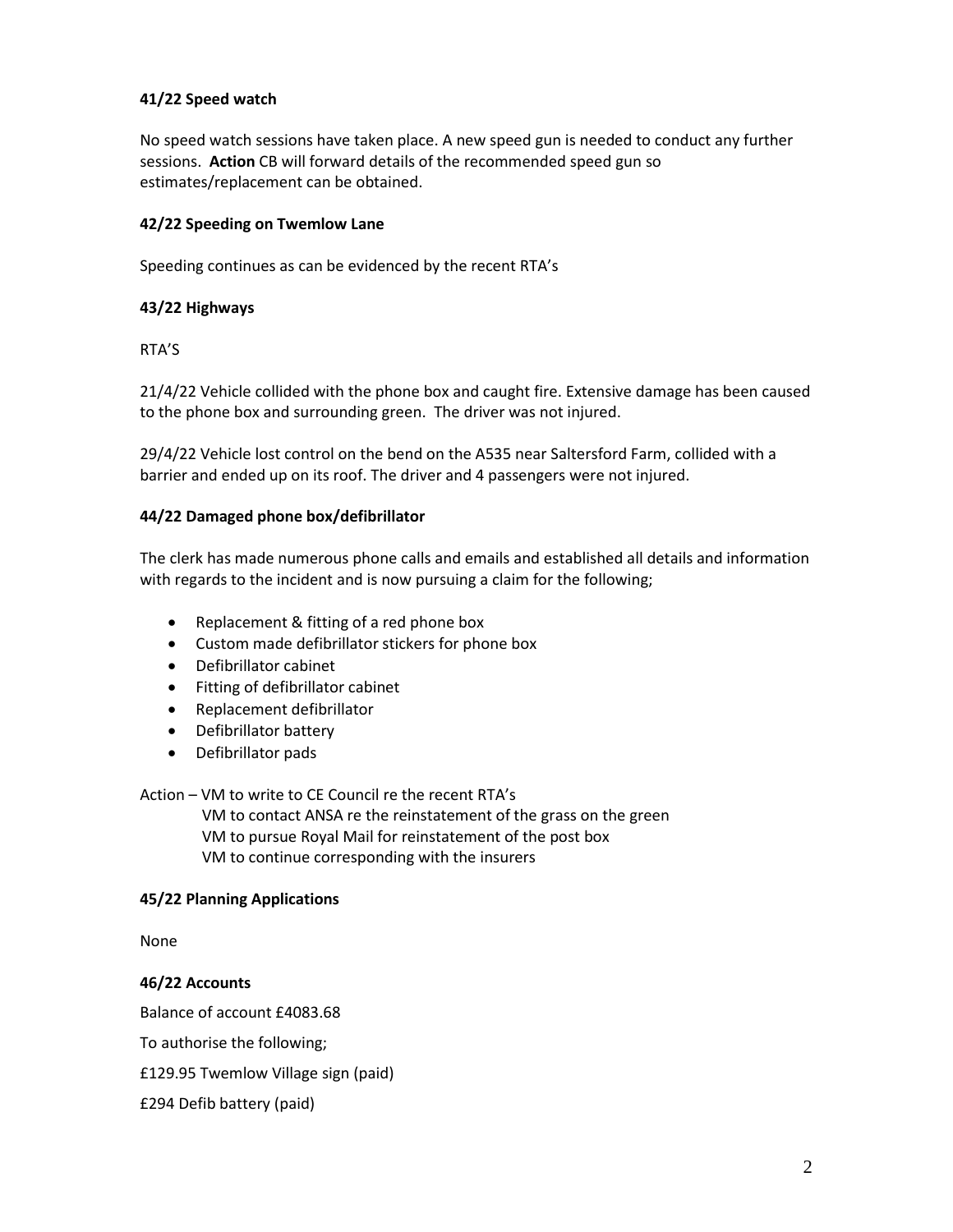### 41/22 Speed watch

No speed watch sessions have taken place. A new speed gun is needed to conduct any further sessions. **Action** CB will forward details of the recommended speed gun so estimates/replacement can be obtained.

### 42/22 Speeding on Twemlow Lane

Speeding continues as can be evidenced by the recent RTA's

### 43/22 Highways

RTA'S

21/4/22 Vehicle collided with the phone box and caught fire. Extensive damage has been caused to the phone box and surrounding green. The driver was not injured.

29/4/22 Vehicle lost control on the bend on the A535 near Saltersford Farm, collided with a barrier and ended up on its roof. The driver and 4 passengers were not injured.

### 44/22 Damaged phone box/defibrillator

The clerk has made numerous phone calls and emails and established all details and information with regards to the incident and is now pursuing a claim for the following;

- Replacement & fitting of a red phone box
- Custom made defibrillator stickers for phone box
- Defibrillator cabinet
- Fitting of defibrillator cabinet
- Replacement defibrillator
- Defibrillator battery
- Defibrillator pads

Action – VM to write to CE Council re the recent RTA's
VM to contact ANSA re the reinstatement of the grass on the green
VM to pursue Royal Mail for reinstatement of the post box
VM to continue corresponding with the insurers

### 45/22 Planning Applications

None

### 46/22 Accounts

Balance of account £4083.68

To authorise the following;

£129.95 Twemlow Village sign (paid)

£294 Defib battery (paid)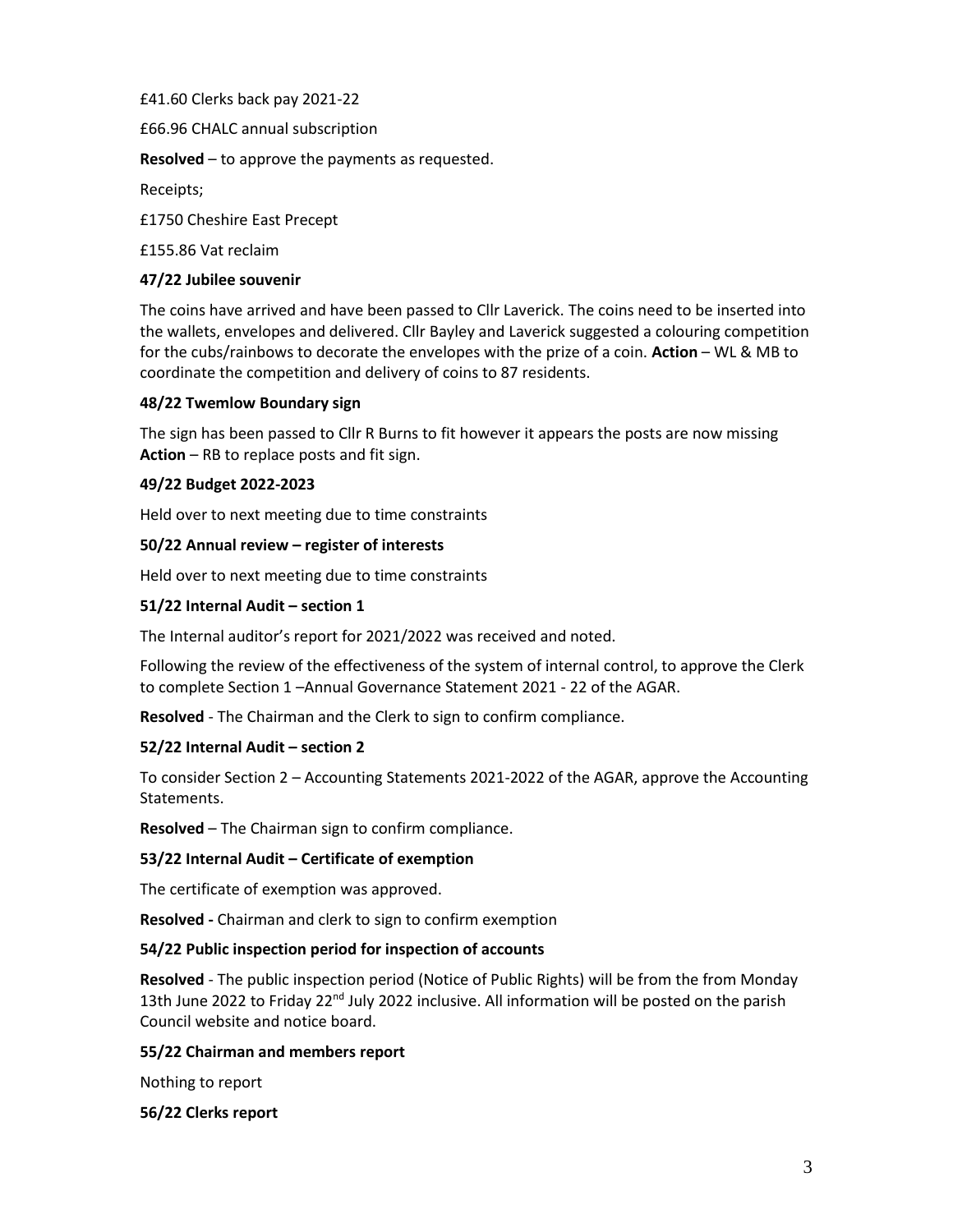£41.60 Clerks back pay 2021-22

£66.96 CHALC annual subscription

**Resolved** – to approve the payments as requested.

Receipts;

£1750 Cheshire East Precept

£155.86 Vat reclaim

**47/22 Jubilee souvenir**

The coins have arrived and have been passed to Cllr Laverick. The coins need to be inserted into the wallets, envelopes and delivered. Cllr Bayley and Laverick suggested a colouring competition for the cubs/rainbows to decorate the envelopes with the prize of a coin. **Action** – WL & MB to coordinate the competition and delivery of coins to 87 residents.

**48/22 Twemlow Boundary sign**

The sign has been passed to Cllr R Burns to fit however it appears the posts are now missing **Action** – RB to replace posts and fit sign.

**49/22 Budget 2022-2023**

Held over to next meeting due to time constraints

**50/22 Annual review – register of interests**

Held over to next meeting due to time constraints

**51/22 Internal Audit – section 1**

The Internal auditor's report for 2021/2022 was received and noted.

Following the review of the effectiveness of the system of internal control, to approve the Clerk to complete Section 1 –Annual Governance Statement 2021 - 22 of the AGAR.

**Resolved** - The Chairman and the Clerk to sign to confirm compliance.

**52/22 Internal Audit – section 2**

To consider Section 2 – Accounting Statements 2021-2022 of the AGAR, approve the Accounting Statements.

**Resolved** – The Chairman sign to confirm compliance.

**53/22 Internal Audit – Certificate of exemption**

The certificate of exemption was approved.

**Resolved -** Chairman and clerk to sign to confirm exemption

**54/22 Public inspection period for inspection of accounts**

**Resolved** - The public inspection period (Notice of Public Rights) will be from the from Monday 13th June 2022 to Friday 22nd July 2022 inclusive. All information will be posted on the parish Council website and notice board.

**55/22 Chairman and members report**

Nothing to report

**56/22 Clerks report**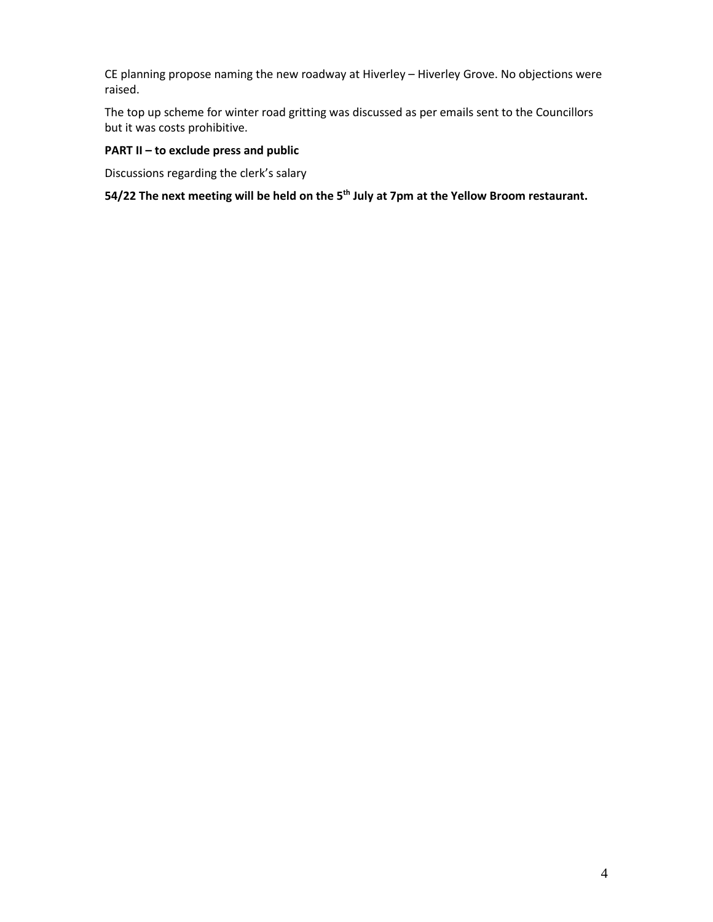CE planning propose naming the new roadway at Hiverley – Hiverley Grove. No objections were raised.

The top up scheme for winter road gritting was discussed as per emails sent to the Councillors but it was costs prohibitive.

**PART II – to exclude press and public**

Discussions regarding the clerk's salary

**54/22 The next meeting will be held on the 5th July at 7pm at the Yellow Broom restaurant.**